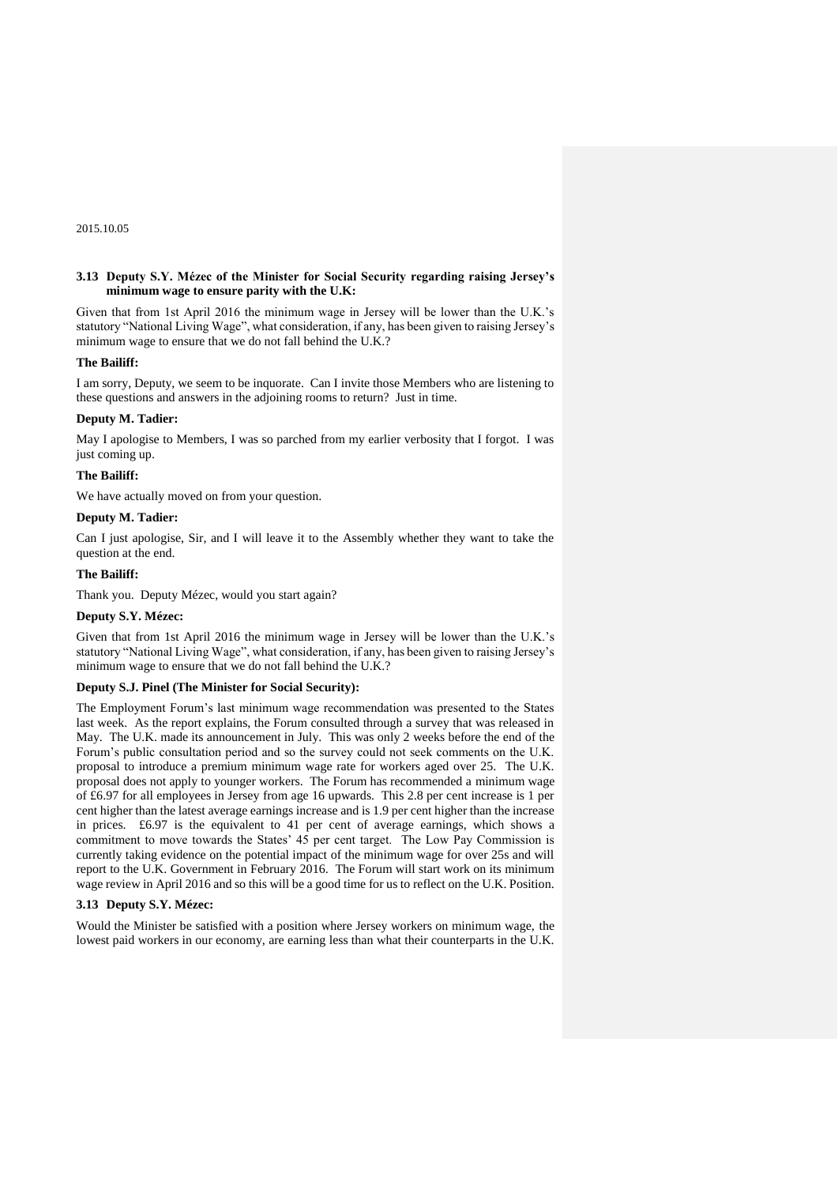2015.10.05

### 3.13 Deputy S.Y. Mézec of the Minister for Social Security regarding raising Jersey's minimum wage to ensure parity with the U.K:

Given that from 1st April 2016 the minimum wage in Jersey will be lower than the U.K.'s statutory "National Living Wage", what consideration, if any, has been given to raising Jersey's minimum wage to ensure that we do not fall behind the U.K.?

**The Bailiff:**

I am sorry, Deputy, we seem to be inquorate. Can I invite those Members who are listening to these questions and answers in the adjoining rooms to return? Just in time.

**Deputy M. Tadier:**

May I apologise to Members, I was so parched from my earlier verbosity that I forgot. I was just coming up.

**The Bailiff:**

We have actually moved on from your question.

**Deputy M. Tadier:**

Can I just apologise, Sir, and I will leave it to the Assembly whether they want to take the question at the end.

**The Bailiff:**

Thank you. Deputy Mézec, would you start again?

**Deputy S.Y. Mézec:**

Given that from 1st April 2016 the minimum wage in Jersey will be lower than the U.K.'s statutory "National Living Wage", what consideration, if any, has been given to raising Jersey's minimum wage to ensure that we do not fall behind the U.K.?

**Deputy S.J. Pinel (The Minister for Social Security):**

The Employment Forum's last minimum wage recommendation was presented to the States last week. As the report explains, the Forum consulted through a survey that was released in May. The U.K. made its announcement in July. This was only 2 weeks before the end of the Forum's public consultation period and so the survey could not seek comments on the U.K. proposal to introduce a premium minimum wage rate for workers aged over 25. The U.K. proposal does not apply to younger workers. The Forum has recommended a minimum wage of £6.97 for all employees in Jersey from age 16 upwards. This 2.8 per cent increase is 1 per cent higher than the latest average earnings increase and is 1.9 per cent higher than the increase in prices. £6.97 is the equivalent to 41 per cent of average earnings, which shows a commitment to move towards the States' 45 per cent target. The Low Pay Commission is currently taking evidence on the potential impact of the minimum wage for over 25s and will report to the U.K. Government in February 2016. The Forum will start work on its minimum wage review in April 2016 and so this will be a good time for us to reflect on the U.K. Position.

### 3.13 Deputy S.Y. Mézec:

Would the Minister be satisfied with a position where Jersey workers on minimum wage, the lowest paid workers in our economy, are earning less than what their counterparts in the U.K.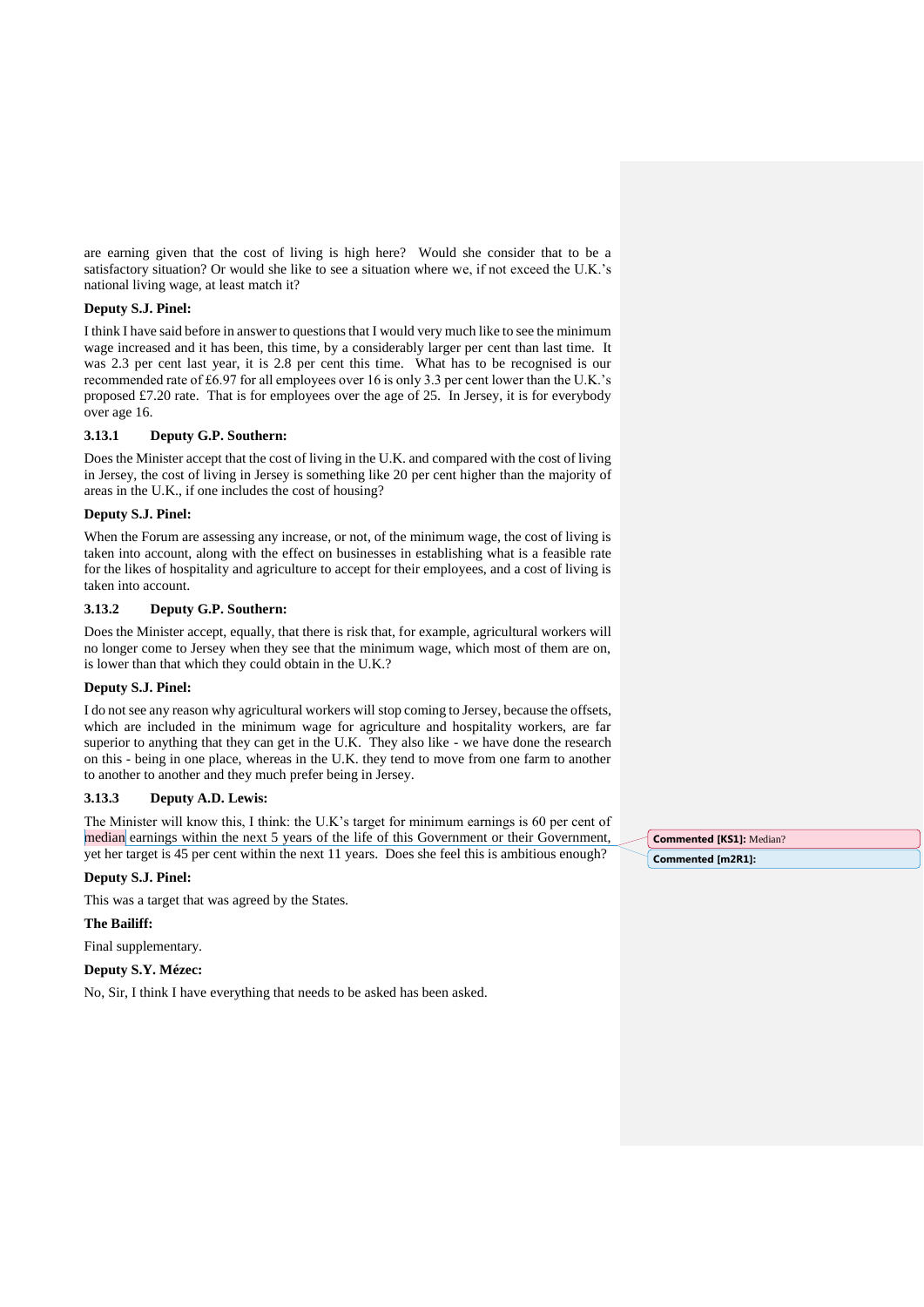are earning given that the cost of living is high here? Would she consider that to be a satisfactory situation? Or would she like to see a situation where we, if not exceed the U.K.'s national living wage, at least match it?

**Deputy S.J. Pinel:**

I think I have said before in answer to questions that I would very much like to see the minimum wage increased and it has been, this time, by a considerably larger per cent than last time. It was 2.3 per cent last year, it is 2.8 per cent this time. What has to be recognised is our recommended rate of £6.97 for all employees over 16 is only 3.3 per cent lower than the U.K.'s proposed £7.20 rate. That is for employees over the age of 25. In Jersey, it is for everybody over age 16.

### 3.13.1 Deputy G.P. Southern:

Does the Minister accept that the cost of living in the U.K. and compared with the cost of living in Jersey, the cost of living in Jersey is something like 20 per cent higher than the majority of areas in the U.K., if one includes the cost of housing?

**Deputy S.J. Pinel:**

When the Forum are assessing any increase, or not, of the minimum wage, the cost of living is taken into account, along with the effect on businesses in establishing what is a feasible rate for the likes of hospitality and agriculture to accept for their employees, and a cost of living is taken into account.

### 3.13.2 Deputy G.P. Southern:

Does the Minister accept, equally, that there is risk that, for example, agricultural workers will no longer come to Jersey when they see that the minimum wage, which most of them are on, is lower than that which they could obtain in the U.K.?

**Deputy S.J. Pinel:**

I do not see any reason why agricultural workers will stop coming to Jersey, because the offsets, which are included in the minimum wage for agriculture and hospitality workers, are far superior to anything that they can get in the U.K. They also like - we have done the research on this - being in one place, whereas in the U.K. they tend to move from one farm to another to another to another and they much prefer being in Jersey.

### 3.13.3 Deputy A.D. Lewis:

The Minister will know this, I think: the U.K's target for minimum earnings is 60 per cent of median earnings within the next 5 years of the life of this Government or their Government, yet her target is 45 per cent within the next 11 years. Does she feel this is ambitious enough?

**Deputy S.J. Pinel:**

This was a target that was agreed by the States.

**The Bailiff:**

Final supplementary.

**Deputy S.Y. Mézec:**

No, Sir, I think I have everything that needs to be asked has been asked.